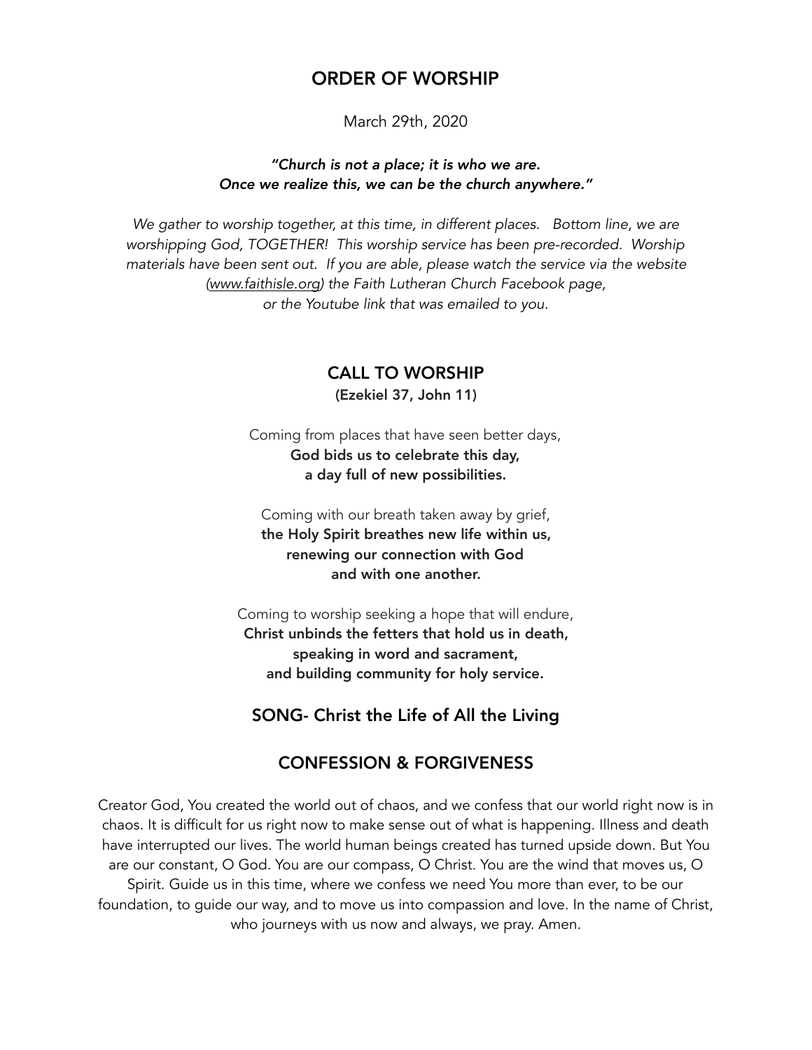# ORDER OF WORSHIP

March 29th, 2020

***"Church is not a place; it is who we are.***
***Once we realize this, we can be the church anywhere."***

*We gather to worship together, at this time, in different places. Bottom line, we are worshipping God, TOGETHER! This worship service has been pre-recorded. Worship materials have been sent out. If you are able, please watch the service via the website (www.faithisle.org) the Faith Lutheran Church Facebook page, or the Youtube link that was emailed to you.*

## CALL TO WORSHIP

**(Ezekiel 37, John 11)**

Coming from places that have seen better days,
**God bids us to celebrate this day,**
**a day full of new possibilities.**

Coming with our breath taken away by grief,
**the Holy Spirit breathes new life within us,**
**renewing our connection with God**
**and with one another.**

Coming to worship seeking a hope that will endure,
**Christ unbinds the fetters that hold us in death,**
**speaking in word and sacrament,**
**and building community for holy service.**

## SONG- Christ the Life of All the Living

## CONFESSION & FORGIVENESS

Creator God, You created the world out of chaos, and we confess that our world right now is in chaos. It is difficult for us right now to make sense out of what is happening. Illness and death have interrupted our lives. The world human beings created has turned upside down. But You are our constant, O God. You are our compass, O Christ. You are the wind that moves us, O Spirit. Guide us in this time, where we confess we need You more than ever, to be our foundation, to guide our way, and to move us into compassion and love. In the name of Christ, who journeys with us now and always, we pray. Amen.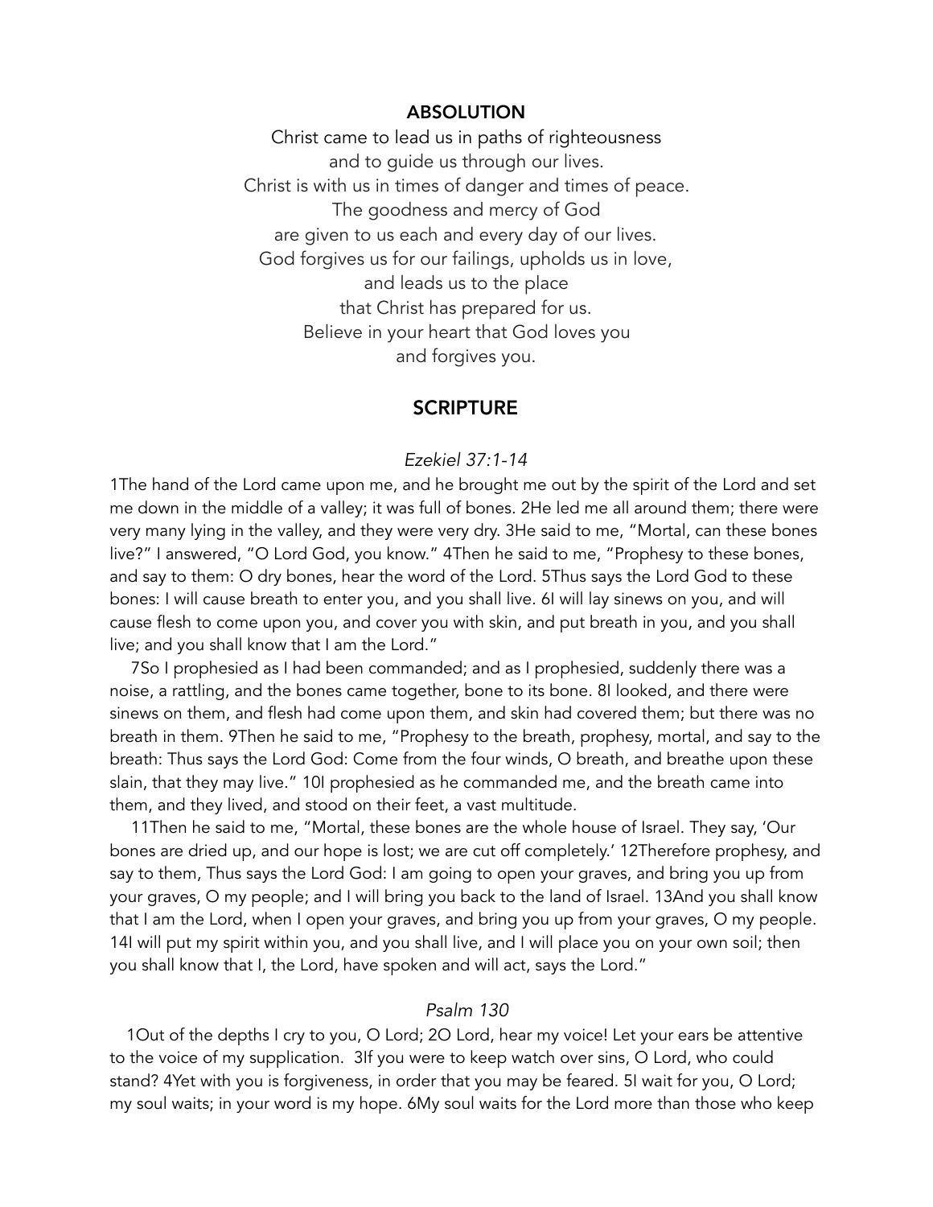## ABSOLUTION

Christ came to lead us in paths of righteousness
and to guide us through our lives.
Christ is with us in times of danger and times of peace.
The goodness and mercy of God
are given to us each and every day of our lives.
God forgives us for our failings, upholds us in love,
and leads us to the place
that Christ has prepared for us.
Believe in your heart that God loves you
and forgives you.

## SCRIPTURE

*Ezekiel 37:1-14*

1The hand of the Lord came upon me, and he brought me out by the spirit of the Lord and set me down in the middle of a valley; it was full of bones. 2He led me all around them; there were very many lying in the valley, and they were very dry. 3He said to me, "Mortal, can these bones live?" I answered, "O Lord God, you know." 4Then he said to me, "Prophesy to these bones, and say to them: O dry bones, hear the word of the Lord. 5Thus says the Lord God to these bones: I will cause breath to enter you, and you shall live. 6I will lay sinews on you, and will cause flesh to come upon you, and cover you with skin, and put breath in you, and you shall live; and you shall know that I am the Lord."

7So I prophesied as I had been commanded; and as I prophesied, suddenly there was a noise, a rattling, and the bones came together, bone to its bone. 8I looked, and there were sinews on them, and flesh had come upon them, and skin had covered them; but there was no breath in them. 9Then he said to me, "Prophesy to the breath, prophesy, mortal, and say to the breath: Thus says the Lord God: Come from the four winds, O breath, and breathe upon these slain, that they may live." 10I prophesied as he commanded me, and the breath came into them, and they lived, and stood on their feet, a vast multitude.

11Then he said to me, "Mortal, these bones are the whole house of Israel. They say, 'Our bones are dried up, and our hope is lost; we are cut off completely.' 12Therefore prophesy, and say to them, Thus says the Lord God: I am going to open your graves, and bring you up from your graves, O my people; and I will bring you back to the land of Israel. 13And you shall know that I am the Lord, when I open your graves, and bring you up from your graves, O my people. 14I will put my spirit within you, and you shall live, and I will place you on your own soil; then you shall know that I, the Lord, have spoken and will act, says the Lord."

*Psalm 130*

1Out of the depths I cry to you, O Lord; 2O Lord, hear my voice! Let your ears be attentive to the voice of my supplication. 3If you were to keep watch over sins, O Lord, who could stand? 4Yet with you is forgiveness, in order that you may be feared. 5I wait for you, O Lord; my soul waits; in your word is my hope. 6My soul waits for the Lord more than those who keep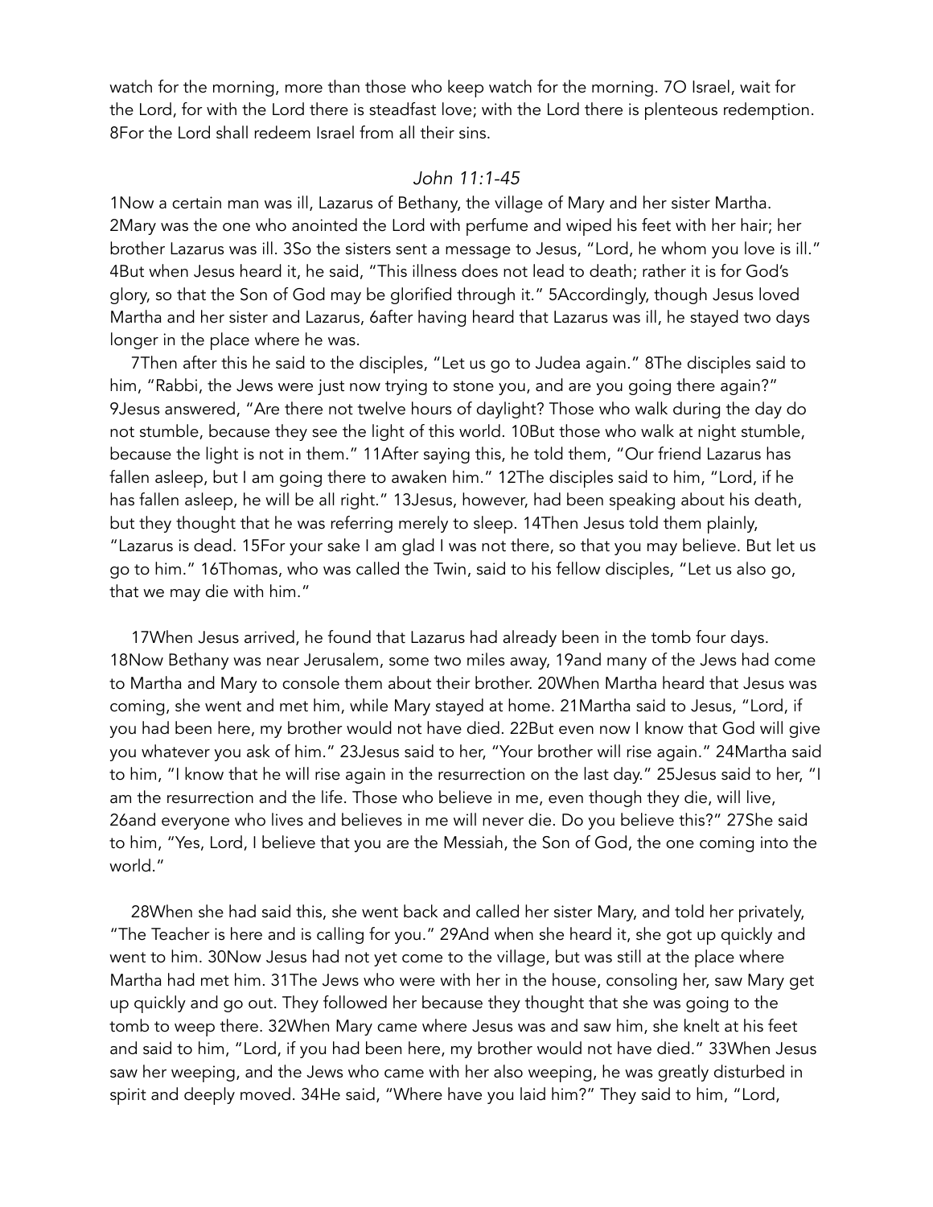watch for the morning, more than those who keep watch for the morning. 7O Israel, wait for the Lord, for with the Lord there is steadfast love; with the Lord there is plenteous redemption. 8For the Lord shall redeem Israel from all their sins.

*John 11:1-45*

1Now a certain man was ill, Lazarus of Bethany, the village of Mary and her sister Martha. 2Mary was the one who anointed the Lord with perfume and wiped his feet with her hair; her brother Lazarus was ill. 3So the sisters sent a message to Jesus, "Lord, he whom you love is ill." 4But when Jesus heard it, he said, "This illness does not lead to death; rather it is for God's glory, so that the Son of God may be glorified through it." 5Accordingly, though Jesus loved Martha and her sister and Lazarus, 6after having heard that Lazarus was ill, he stayed two days longer in the place where he was.

7Then after this he said to the disciples, "Let us go to Judea again." 8The disciples said to him, "Rabbi, the Jews were just now trying to stone you, and are you going there again?" 9Jesus answered, "Are there not twelve hours of daylight? Those who walk during the day do not stumble, because they see the light of this world. 10But those who walk at night stumble, because the light is not in them." 11After saying this, he told them, "Our friend Lazarus has fallen asleep, but I am going there to awaken him." 12The disciples said to him, "Lord, if he has fallen asleep, he will be all right." 13Jesus, however, had been speaking about his death, but they thought that he was referring merely to sleep. 14Then Jesus told them plainly, "Lazarus is dead. 15For your sake I am glad I was not there, so that you may believe. But let us go to him." 16Thomas, who was called the Twin, said to his fellow disciples, "Let us also go, that we may die with him."

17When Jesus arrived, he found that Lazarus had already been in the tomb four days. 18Now Bethany was near Jerusalem, some two miles away, 19and many of the Jews had come to Martha and Mary to console them about their brother. 20When Martha heard that Jesus was coming, she went and met him, while Mary stayed at home. 21Martha said to Jesus, "Lord, if you had been here, my brother would not have died. 22But even now I know that God will give you whatever you ask of him." 23Jesus said to her, "Your brother will rise again." 24Martha said to him, "I know that he will rise again in the resurrection on the last day." 25Jesus said to her, "I am the resurrection and the life. Those who believe in me, even though they die, will live, 26and everyone who lives and believes in me will never die. Do you believe this?" 27She said to him, "Yes, Lord, I believe that you are the Messiah, the Son of God, the one coming into the world."

28When she had said this, she went back and called her sister Mary, and told her privately, "The Teacher is here and is calling for you." 29And when she heard it, she got up quickly and went to him. 30Now Jesus had not yet come to the village, but was still at the place where Martha had met him. 31The Jews who were with her in the house, consoling her, saw Mary get up quickly and go out. They followed her because they thought that she was going to the tomb to weep there. 32When Mary came where Jesus was and saw him, she knelt at his feet and said to him, "Lord, if you had been here, my brother would not have died." 33When Jesus saw her weeping, and the Jews who came with her also weeping, he was greatly disturbed in spirit and deeply moved. 34He said, "Where have you laid him?" They said to him, "Lord,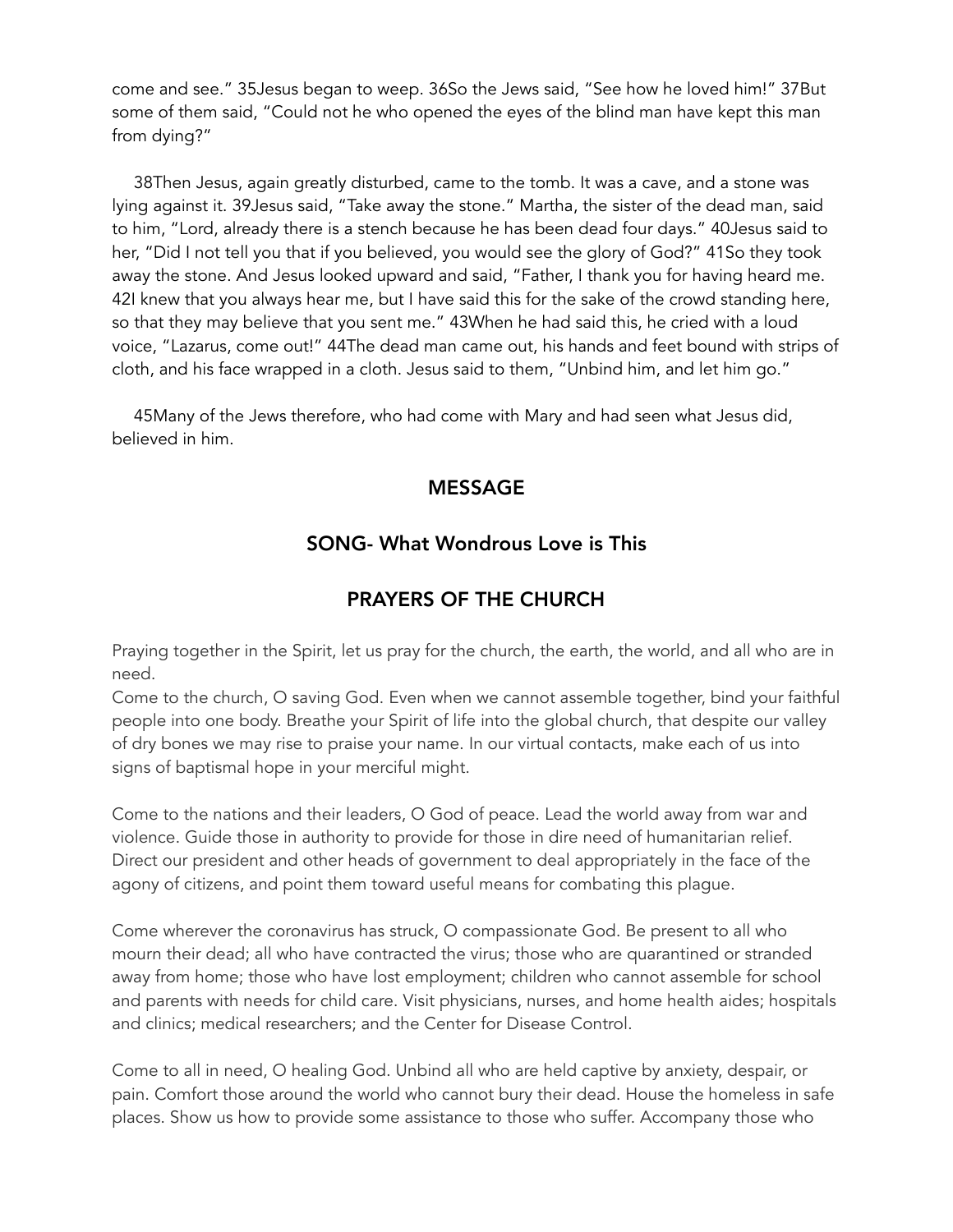come and see." 35Jesus began to weep. 36So the Jews said, "See how he loved him!" 37But some of them said, "Could not he who opened the eyes of the blind man have kept this man from dying?"

38Then Jesus, again greatly disturbed, came to the tomb. It was a cave, and a stone was lying against it. 39Jesus said, "Take away the stone." Martha, the sister of the dead man, said to him, "Lord, already there is a stench because he has been dead four days." 40Jesus said to her, "Did I not tell you that if you believed, you would see the glory of God?" 41So they took away the stone. And Jesus looked upward and said, "Father, I thank you for having heard me. 42I knew that you always hear me, but I have said this for the sake of the crowd standing here, so that they may believe that you sent me." 43When he had said this, he cried with a loud voice, "Lazarus, come out!" 44The dead man came out, his hands and feet bound with strips of cloth, and his face wrapped in a cloth. Jesus said to them, "Unbind him, and let him go."

45Many of the Jews therefore, who had come with Mary and had seen what Jesus did, believed in him.

## MESSAGE

## SONG- What Wondrous Love is This

## PRAYERS OF THE CHURCH

Praying together in the Spirit, let us pray for the church, the earth, the world, and all who are in need.
Come to the church, O saving God. Even when we cannot assemble together, bind your faithful people into one body. Breathe your Spirit of life into the global church, that despite our valley of dry bones we may rise to praise your name. In our virtual contacts, make each of us into signs of baptismal hope in your merciful might.

Come to the nations and their leaders, O God of peace. Lead the world away from war and violence. Guide those in authority to provide for those in dire need of humanitarian relief. Direct our president and other heads of government to deal appropriately in the face of the agony of citizens, and point them toward useful means for combating this plague.

Come wherever the coronavirus has struck, O compassionate God. Be present to all who mourn their dead; all who have contracted the virus; those who are quarantined or stranded away from home; those who have lost employment; children who cannot assemble for school and parents with needs for child care. Visit physicians, nurses, and home health aides; hospitals and clinics; medical researchers; and the Center for Disease Control.

Come to all in need, O healing God. Unbind all who are held captive by anxiety, despair, or pain. Comfort those around the world who cannot bury their dead. House the homeless in safe places. Show us how to provide some assistance to those who suffer. Accompany those who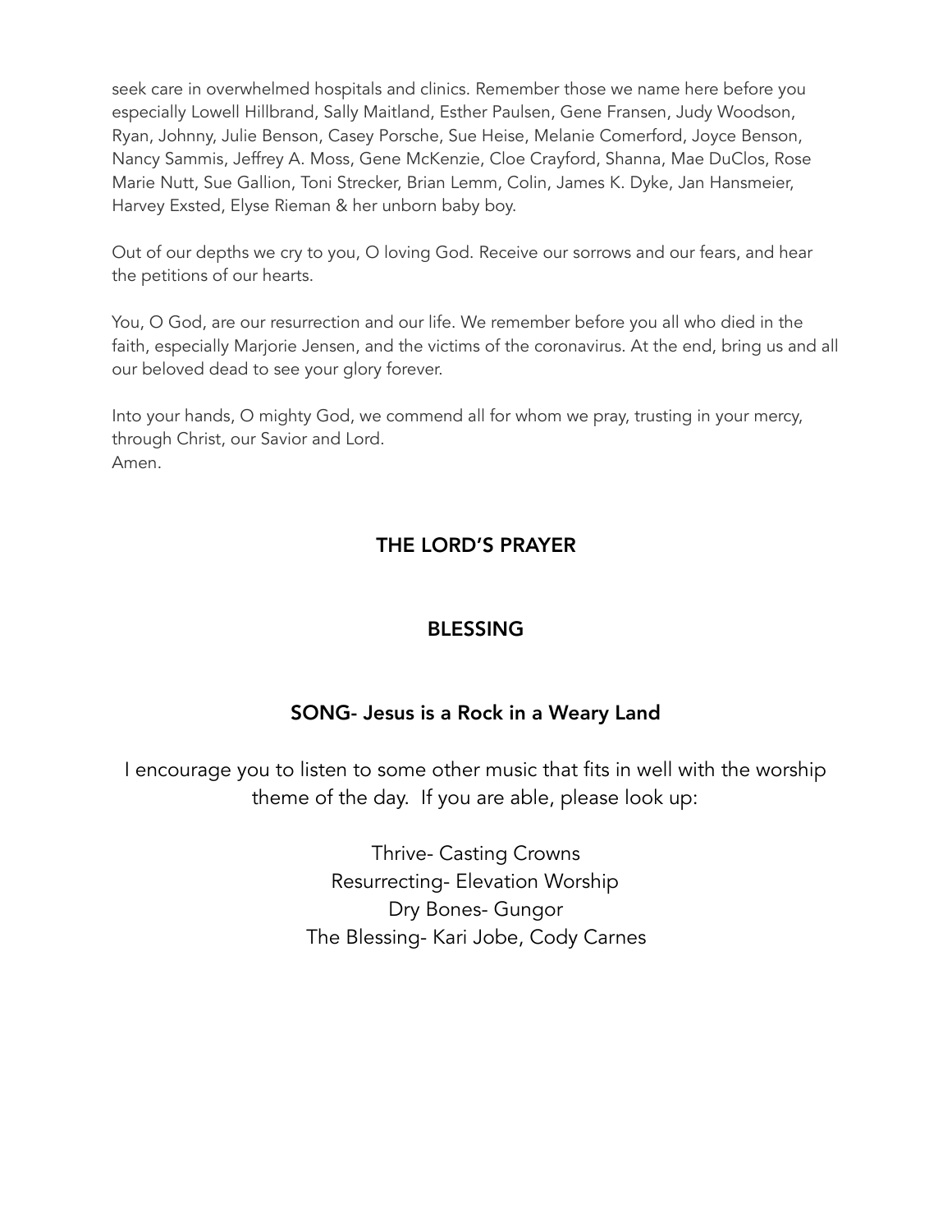seek care in overwhelmed hospitals and clinics. Remember those we name here before you especially Lowell Hillbrand, Sally Maitland, Esther Paulsen, Gene Fransen, Judy Woodson, Ryan, Johnny, Julie Benson, Casey Porsche, Sue Heise, Melanie Comerford, Joyce Benson, Nancy Sammis, Jeffrey A. Moss, Gene McKenzie, Cloe Crayford, Shanna, Mae DuClos, Rose Marie Nutt, Sue Gallion, Toni Strecker, Brian Lemm, Colin, James K. Dyke, Jan Hansmeier, Harvey Exsted, Elyse Rieman & her unborn baby boy.

Out of our depths we cry to you, O loving God. Receive our sorrows and our fears, and hear the petitions of our hearts.

You, O God, are our resurrection and our life. We remember before you all who died in the faith, especially Marjorie Jensen, and the victims of the coronavirus. At the end, bring us and all our beloved dead to see your glory forever.

Into your hands, O mighty God, we commend all for whom we pray, trusting in your mercy, through Christ, our Savior and Lord.
Amen.

## THE LORD'S PRAYER

## BLESSING

## SONG- Jesus is a Rock in a Weary Land

I encourage you to listen to some other music that fits in well with the worship theme of the day. If you are able, please look up:

Thrive- Casting Crowns
Resurrecting- Elevation Worship
Dry Bones- Gungor
The Blessing- Kari Jobe, Cody Carnes